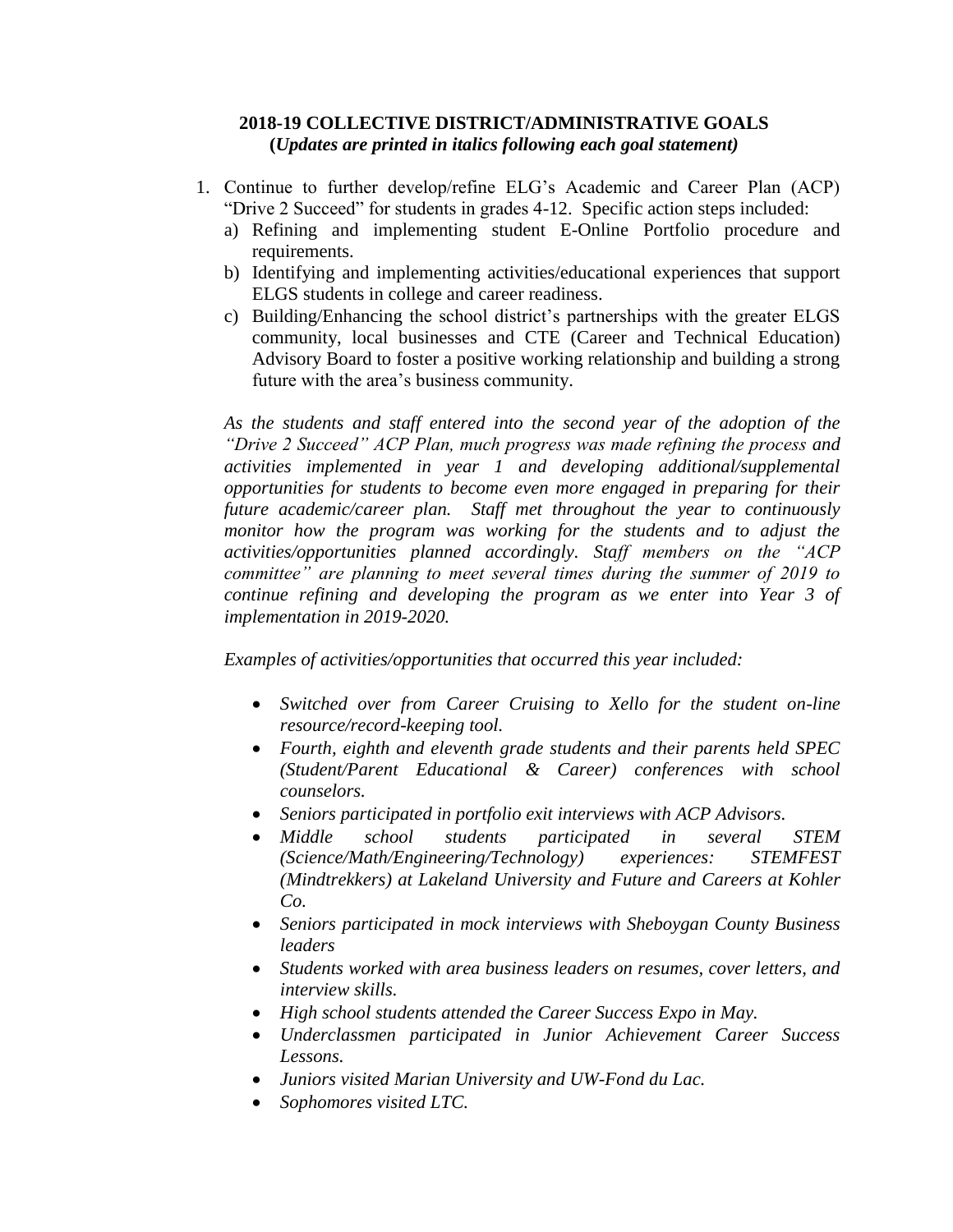**2018-19 COLLECTIVE DISTRICT/ADMINISTRATIVE GOALS**
**(*Updates are printed in italics following each goal statement)***

1. Continue to further develop/refine ELG's Academic and Career Plan (ACP) "Drive 2 Succeed" for students in grades 4-12. Specific action steps included:
   a) Refining and implementing student E-Online Portfolio procedure and requirements.
   b) Identifying and implementing activities/educational experiences that support ELGS students in college and career readiness.
   c) Building/Enhancing the school district's partnerships with the greater ELGS community, local businesses and CTE (Career and Technical Education) Advisory Board to foster a positive working relationship and building a strong future with the area's business community.

   *As the students and staff entered into the second year of the adoption of the "Drive 2 Succeed" ACP Plan, much progress was made refining the process and activities implemented in year 1 and developing additional/supplemental opportunities for students to become even more engaged in preparing for their future academic/career plan. Staff met throughout the year to continuously monitor how the program was working for the students and to adjust the activities/opportunities planned accordingly. Staff members on the "ACP committee" are planning to meet several times during the summer of 2019 to continue refining and developing the program as we enter into Year 3 of implementation in 2019-2020.*

   *Examples of activities/opportunities that occurred this year included:*

   - *Switched over from Career Cruising to Xello for the student on-line resource/record-keeping tool.*
   - *Fourth, eighth and eleventh grade students and their parents held SPEC (Student/Parent Educational & Career) conferences with school counselors.*
   - *Seniors participated in portfolio exit interviews with ACP Advisors.*
   - *Middle school students participated in several STEM (Science/Math/Engineering/Technology) experiences: STEMFEST (Mindtrekkers) at Lakeland University and Future and Careers at Kohler Co.*
   - *Seniors participated in mock interviews with Sheboygan County Business leaders*
   - *Students worked with area business leaders on resumes, cover letters, and interview skills.*
   - *High school students attended the Career Success Expo in May.*
   - *Underclassmen participated in Junior Achievement Career Success Lessons.*
   - *Juniors visited Marian University and UW-Fond du Lac.*
   - *Sophomores visited LTC.*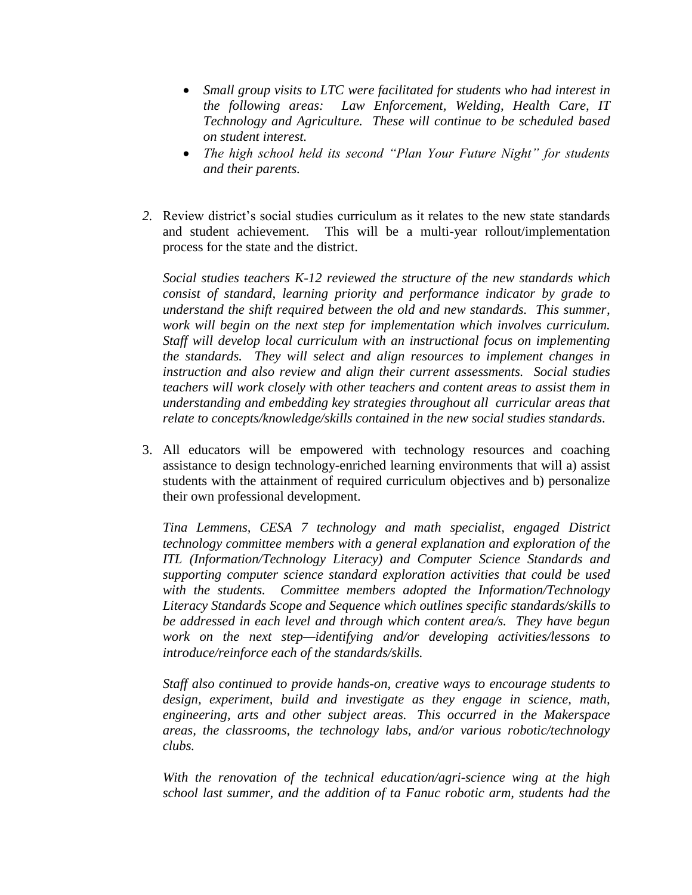- *Small group visits to LTC were facilitated for students who had interest in the following areas: Law Enforcement, Welding, Health Care, IT Technology and Agriculture. These will continue to be scheduled based on student interest.*
- *The high school held its second "Plan Your Future Night" for students and their parents.*

2. Review district's social studies curriculum as it relates to the new state standards and student achievement. This will be a multi-year rollout/implementation process for the state and the district.

   *Social studies teachers K-12 reviewed the structure of the new standards which consist of standard, learning priority and performance indicator by grade to understand the shift required between the old and new standards. This summer, work will begin on the next step for implementation which involves curriculum. Staff will develop local curriculum with an instructional focus on implementing the standards. They will select and align resources to implement changes in instruction and also review and align their current assessments. Social studies teachers will work closely with other teachers and content areas to assist them in understanding and embedding key strategies throughout all curricular areas that relate to concepts/knowledge/skills contained in the new social studies standards.*

3. All educators will be empowered with technology resources and coaching assistance to design technology-enriched learning environments that will a) assist students with the attainment of required curriculum objectives and b) personalize their own professional development.

   *Tina Lemmens, CESA 7 technology and math specialist, engaged District technology committee members with a general explanation and exploration of the ITL (Information/Technology Literacy) and Computer Science Standards and supporting computer science standard exploration activities that could be used with the students. Committee members adopted the Information/Technology Literacy Standards Scope and Sequence which outlines specific standards/skills to be addressed in each level and through which content area/s. They have begun work on the next step—identifying and/or developing activities/lessons to introduce/reinforce each of the standards/skills.*

   *Staff also continued to provide hands-on, creative ways to encourage students to design, experiment, build and investigate as they engage in science, math, engineering, arts and other subject areas. This occurred in the Makerspace areas, the classrooms, the technology labs, and/or various robotic/technology clubs.*

   *With the renovation of the technical education/agri-science wing at the high school last summer, and the addition of ta Fanuc robotic arm, students had the*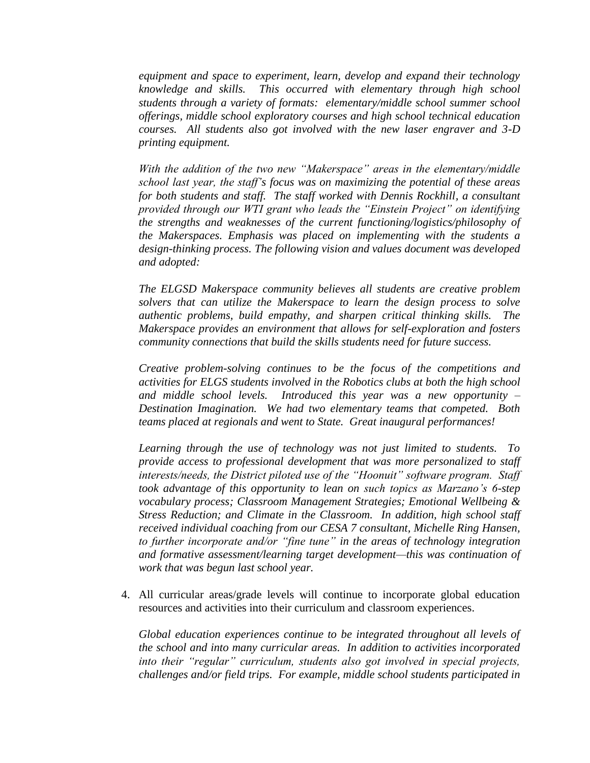*equipment and space to experiment, learn, develop and expand their technology knowledge and skills. This occurred with elementary through high school students through a variety of formats: elementary/middle school summer school offerings, middle school exploratory courses and high school technical education courses. All students also got involved with the new laser engraver and 3-D printing equipment.*

*With the addition of the two new "Makerspace" areas in the elementary/middle school last year, the staff's focus was on maximizing the potential of these areas for both students and staff. The staff worked with Dennis Rockhill, a consultant provided through our WTI grant who leads the "Einstein Project" on identifying the strengths and weaknesses of the current functioning/logistics/philosophy of the Makerspaces. Emphasis was placed on implementing with the students a design-thinking process. The following vision and values document was developed and adopted:*

*The ELGSD Makerspace community believes all students are creative problem solvers that can utilize the Makerspace to learn the design process to solve authentic problems, build empathy, and sharpen critical thinking skills. The Makerspace provides an environment that allows for self-exploration and fosters community connections that build the skills students need for future success.*

*Creative problem-solving continues to be the focus of the competitions and activities for ELGS students involved in the Robotics clubs at both the high school and middle school levels. Introduced this year was a new opportunity – Destination Imagination. We had two elementary teams that competed. Both teams placed at regionals and went to State. Great inaugural performances!*

*Learning through the use of technology was not just limited to students. To provide access to professional development that was more personalized to staff interests/needs, the District piloted use of the "Hoonuit" software program. Staff took advantage of this opportunity to lean on such topics as Marzano's 6-step vocabulary process; Classroom Management Strategies; Emotional Wellbeing & Stress Reduction; and Climate in the Classroom. In addition, high school staff received individual coaching from our CESA 7 consultant, Michelle Ring Hansen, to further incorporate and/or "fine tune" in the areas of technology integration and formative assessment/learning target development—this was continuation of work that was begun last school year.*

4. All curricular areas/grade levels will continue to incorporate global education resources and activities into their curriculum and classroom experiences.

   *Global education experiences continue to be integrated throughout all levels of the school and into many curricular areas. In addition to activities incorporated into their "regular" curriculum, students also got involved in special projects, challenges and/or field trips. For example, middle school students participated in*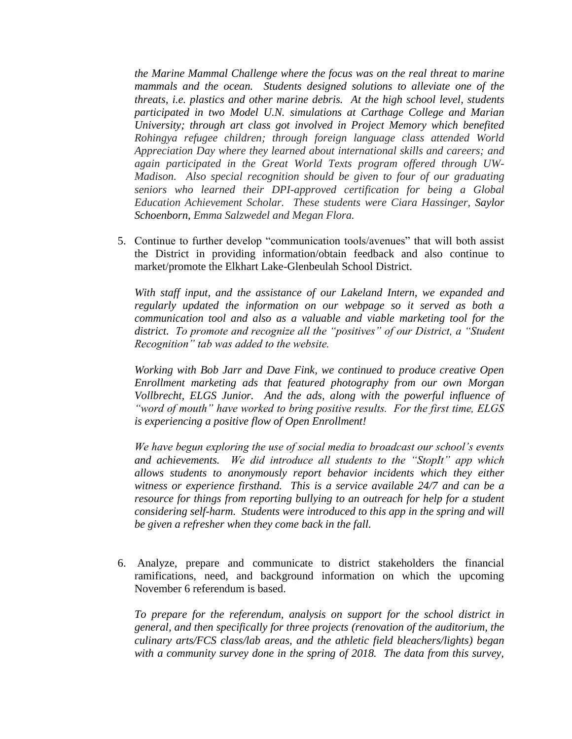*the Marine Mammal Challenge where the focus was on the real threat to marine mammals and the ocean. Students designed solutions to alleviate one of the threats, i.e. plastics and other marine debris. At the high school level, students participated in two Model U.N. simulations at Carthage College and Marian University; through art class got involved in Project Memory which benefited Rohingya refugee children; through foreign language class attended World Appreciation Day where they learned about international skills and careers; and again participated in the Great World Texts program offered through UW-Madison. Also special recognition should be given to four of our graduating seniors who learned their DPI-approved certification for being a Global Education Achievement Scholar. These students were Ciara Hassinger, Saylor Schoenborn, Emma Salzwedel and Megan Flora.*

5. Continue to further develop "communication tools/avenues" that will both assist the District in providing information/obtain feedback and also continue to market/promote the Elkhart Lake-Glenbeulah School District.

   *With staff input, and the assistance of our Lakeland Intern, we expanded and regularly updated the information on our webpage so it served as both a communication tool and also as a valuable and viable marketing tool for the district. To promote and recognize all the "positives" of our District, a "Student Recognition" tab was added to the website.*

   *Working with Bob Jarr and Dave Fink, we continued to produce creative Open Enrollment marketing ads that featured photography from our own Morgan Vollbrecht, ELGS Junior. And the ads, along with the powerful influence of "word of mouth" have worked to bring positive results. For the first time, ELGS is experiencing a positive flow of Open Enrollment!*

   *We have begun exploring the use of social media to broadcast our school's events and achievements. We did introduce all students to the "StopIt" app which allows students to anonymously report behavior incidents which they either witness or experience firsthand. This is a service available 24/7 and can be a resource for things from reporting bullying to an outreach for help for a student considering self-harm. Students were introduced to this app in the spring and will be given a refresher when they come back in the fall.*

6. Analyze, prepare and communicate to district stakeholders the financial ramifications, need, and background information on which the upcoming November 6 referendum is based.

   *To prepare for the referendum, analysis on support for the school district in general, and then specifically for three projects (renovation of the auditorium, the culinary arts/FCS class/lab areas, and the athletic field bleachers/lights) began with a community survey done in the spring of 2018. The data from this survey,*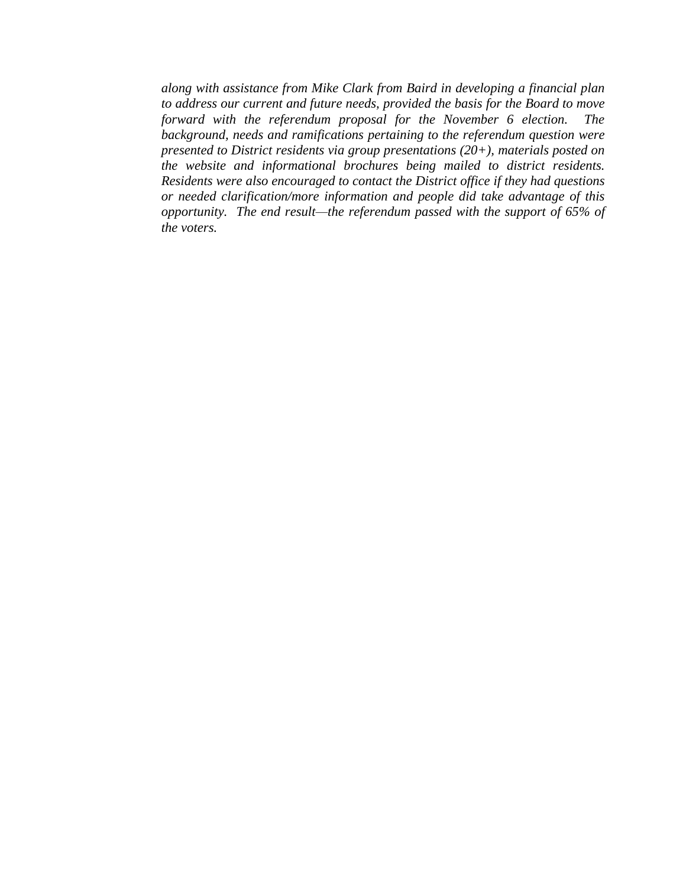*along with assistance from Mike Clark from Baird in developing a financial plan to address our current and future needs, provided the basis for the Board to move forward with the referendum proposal for the November 6 election. The background, needs and ramifications pertaining to the referendum question were presented to District residents via group presentations (20+), materials posted on the website and informational brochures being mailed to district residents. Residents were also encouraged to contact the District office if they had questions or needed clarification/more information and people did take advantage of this opportunity. The end result—the referendum passed with the support of 65% of the voters.*